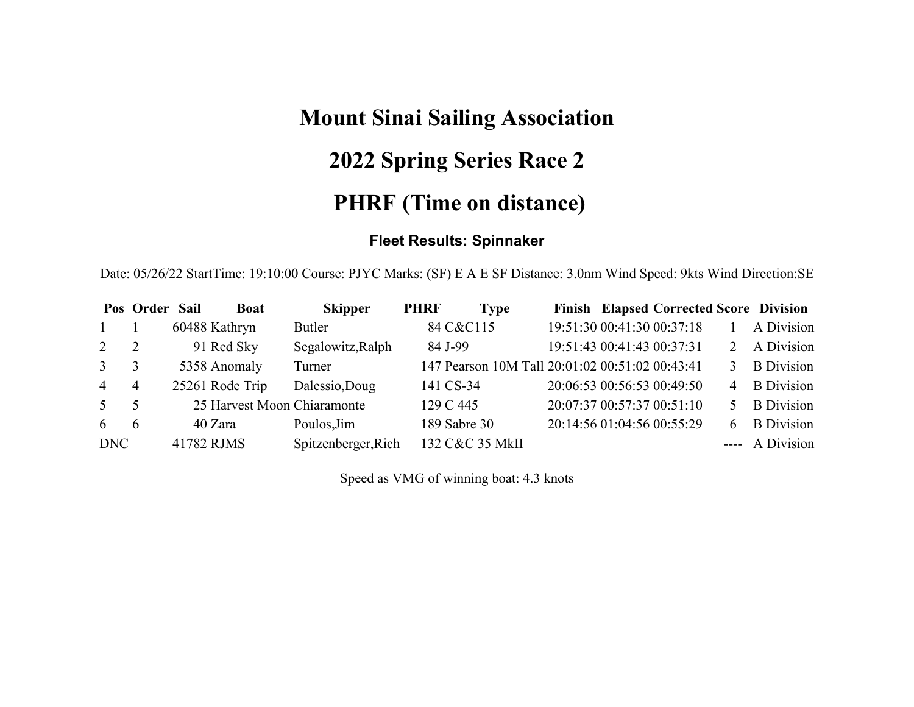# Mount Sinai Sailing Association

# 2022 Spring Series Race 2

# PHRF (Time on distance)

### Fleet Results: Spinnaker

Date: 05/26/22 StartTime: 19:10:00 Course: PJYC Marks: (SF) E A E SF Distance: 3.0nm Wind Speed: 9kts Wind Direction:SE

| Pos | Order | Sail | Boat | Skipper | PHRF | Type | Finish | Elapsed | Corrected | Score | Division |
|---|---|---|---|---|---|---|---|---|---|---|---|
| 1 | 1 | 60488 | Kathryn | Butler | 84 | C&C115 | 19:51:30 | 00:41:30 | 00:37:18 | 1 | A Division |
| 2 | 2 | 91 | Red Sky | Segalowitz,Ralph | 84 | J-99 | 19:51:43 | 00:41:43 | 00:37:31 | 2 | A Division |
| 3 | 3 | 5358 | Anomaly | Turner | 147 | Pearson 10M Tall | 20:01:02 | 00:51:02 | 00:43:41 | 3 | B Division |
| 4 | 4 | 25261 | Rode Trip | Dalessio,Doug | 141 | CS-34 | 20:06:53 | 00:56:53 | 00:49:50 | 4 | B Division |
| 5 | 5 | 25 | Harvest Moon | Chiaramonte | 129 | C 445 | 20:07:37 | 00:57:37 | 00:51:10 | 5 | B Division |
| 6 | 6 | 40 | Zara | Poulos,Jim | 189 | Sabre 30 | 20:14:56 | 01:04:56 | 00:55:29 | 6 | B Division |
| DNC | | 41782 | RJMS | Spitzenberger,Rich | 132 | C&C 35 MkII | | | | ---- | A Division |

Speed as VMG of winning boat: 4.3 knots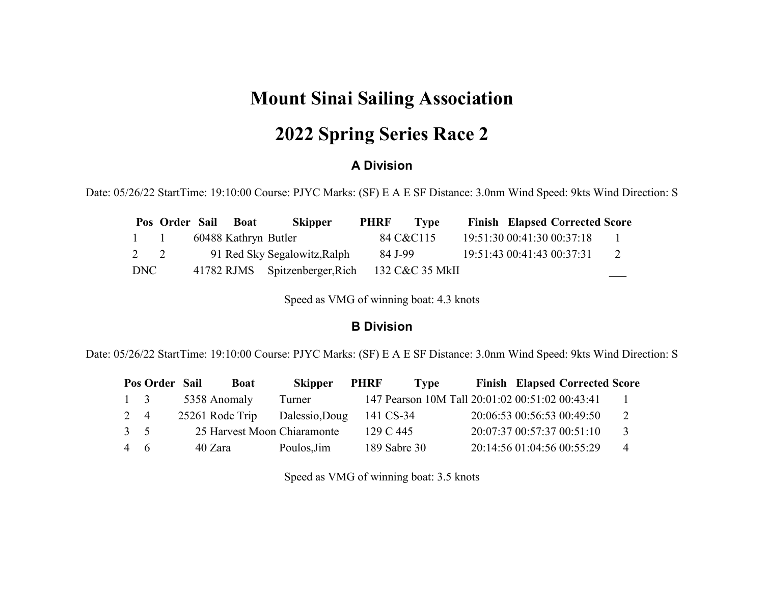# Mount Sinai Sailing Association

# 2022 Spring Series Race 2

### A Division

Date: 05/26/22 StartTime: 19:10:00 Course: PJYC Marks: (SF) E A E SF Distance: 3.0nm Wind Speed: 9kts Wind Direction: S

| Pos | Order | Sail | Boat | Skipper | PHRF | Type | Finish | Elapsed | Corrected | Score |
|---|---|---|---|---|---|---|---|---|---|---|
| 1 | 1 | 60488 | Kathryn | Butler | 84 | C&C115 | 19:51:30 | 00:41:30 | 00:37:18 | 1 |
| 2 | 2 | 91 | Red Sky | Segalowitz,Ralph | 84 | J-99 | 19:51:43 | 00:41:43 | 00:37:31 | 2 |
| DNC | | 41782 | RJMS | Spitzenberger,Rich | 132 | C&C 35 MkII | | | | ___ |

Speed as VMG of winning boat: 4.3 knots

### B Division

Date: 05/26/22 StartTime: 19:10:00 Course: PJYC Marks: (SF) E A E SF Distance: 3.0nm Wind Speed: 9kts Wind Direction: S

| Pos | Order | Sail | Boat | Skipper | PHRF | Type | Finish | Elapsed | Corrected | Score |
|---|---|---|---|---|---|---|---|---|---|---|
| 1 | 3 | 5358 | Anomaly | Turner | 147 | Pearson 10M Tall | 20:01:02 | 00:51:02 | 00:43:41 | 1 |
| 2 | 4 | 25261 | Rode Trip | Dalessio,Doug | 141 | CS-34 | 20:06:53 | 00:56:53 | 00:49:50 | 2 |
| 3 | 5 | 25 | Harvest Moon | Chiaramonte | 129 | C 445 | 20:07:37 | 00:57:37 | 00:51:10 | 3 |
| 4 | 6 | 40 | Zara | Poulos,Jim | 189 | Sabre 30 | 20:14:56 | 01:04:56 | 00:55:29 | 4 |

Speed as VMG of winning boat: 3.5 knots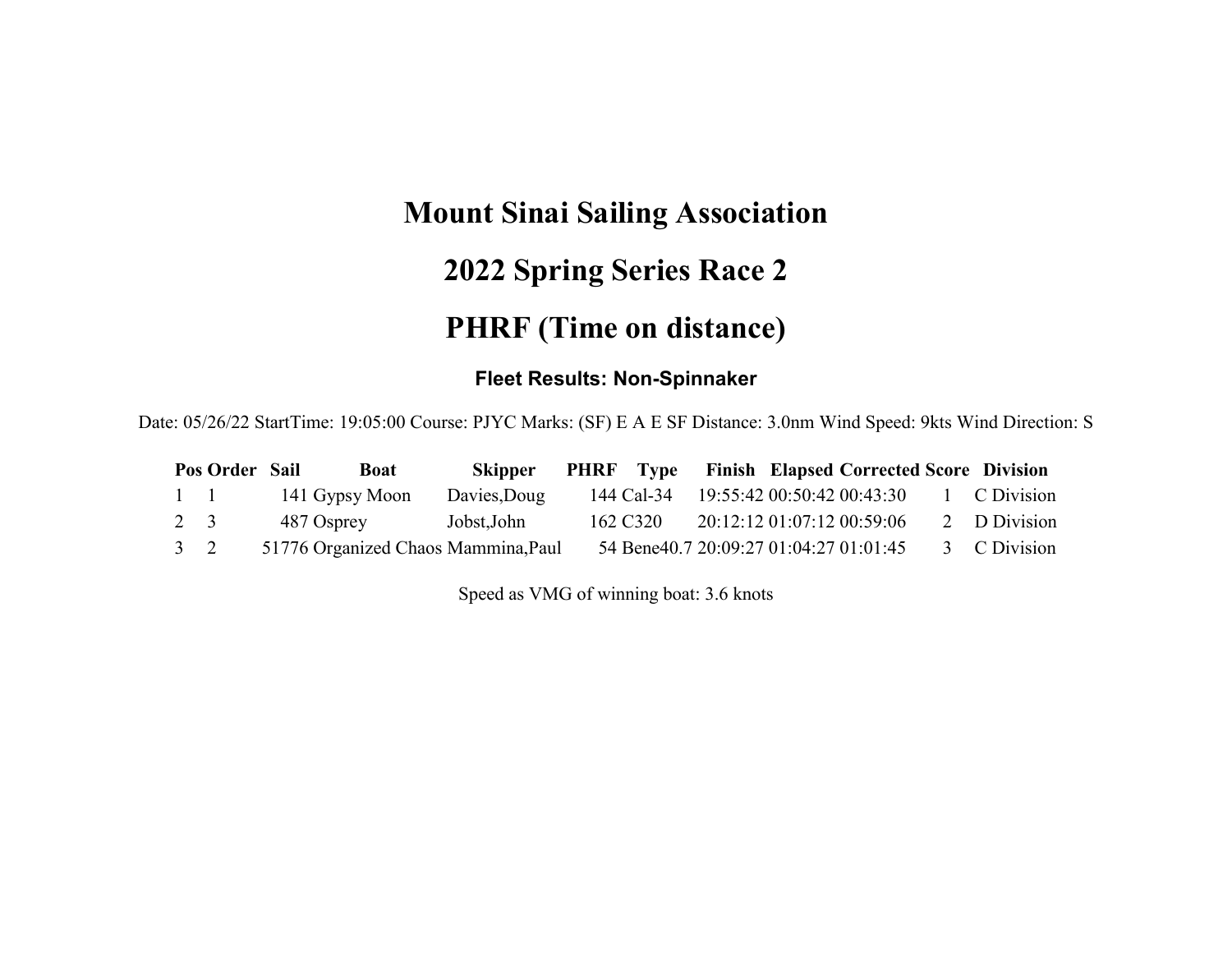# Mount Sinai Sailing Association

# 2022 Spring Series Race 2

# PHRF (Time on distance)

### Fleet Results: Non-Spinnaker

Date: 05/26/22 StartTime: 19:05:00 Course: PJYC Marks: (SF) E A E SF Distance: 3.0nm Wind Speed: 9kts Wind Direction: S

| Pos | Order | Sail | Boat | Skipper | PHRF | Type | Finish | Elapsed | Corrected | Score | Division |
|---|---|---|---|---|---|---|---|---|---|---|---|
| 1 | 1 | 141 | Gypsy Moon | Davies,Doug | 144 | Cal-34 | 19:55:42 | 00:50:42 | 00:43:30 | 1 | C Division |
| 2 | 3 | 487 | Osprey | Jobst,John | 162 | C320 | 20:12:12 | 01:07:12 | 00:59:06 | 2 | D Division |
| 3 | 2 | 51776 | Organized Chaos | Mammina,Paul | 54 | Bene40.7 | 20:09:27 | 01:04:27 | 01:01:45 | 3 | C Division |

Speed as VMG of winning boat: 3.6 knots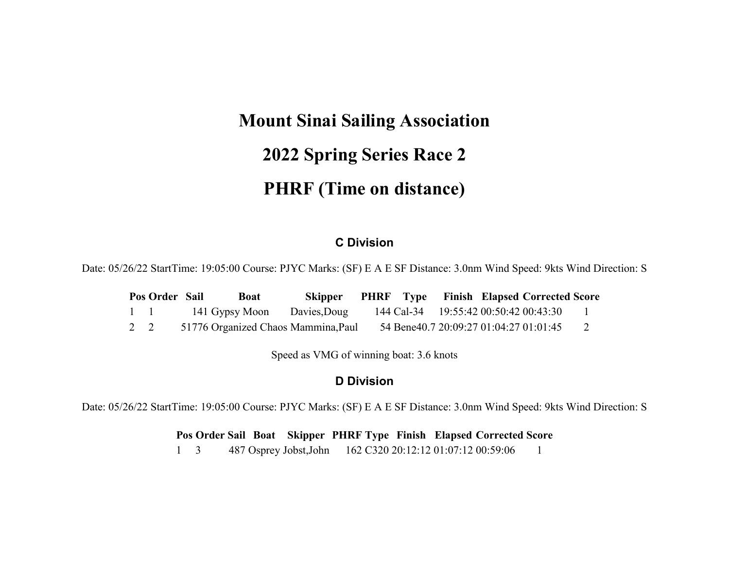# Mount Sinai Sailing Association

# 2022 Spring Series Race 2

# PHRF (Time on distance)

### C Division

Date: 05/26/22 StartTime: 19:05:00 Course: PJYC Marks: (SF) E A E SF Distance: 3.0nm Wind Speed: 9kts Wind Direction: S

| Pos | Order | Sail | Boat | Skipper | PHRF | Type | Finish | Elapsed | Corrected | Score |
|---|---|---|---|---|---|---|---|---|---|---|
| 1 | 1 | 141 | Gypsy Moon | Davies,Doug | 144 | Cal-34 | 19:55:42 | 00:50:42 | 00:43:30 | 1 |
| 2 | 2 | 51776 | Organized Chaos | Mammina,Paul | 54 | Bene40.7 | 20:09:27 | 01:04:27 | 01:01:45 | 2 |

Speed as VMG of winning boat: 3.6 knots

### D Division

Date: 05/26/22 StartTime: 19:05:00 Course: PJYC Marks: (SF) E A E SF Distance: 3.0nm Wind Speed: 9kts Wind Direction: S

| Pos | Order | Sail | Boat | Skipper | PHRF | Type | Finish | Elapsed | Corrected | Score |
|---|---|---|---|---|---|---|---|---|---|---|
| 1 | 3 | 487 | Osprey | Jobst,John | 162 | C320 | 20:12:12 | 01:07:12 | 00:59:06 | 1 |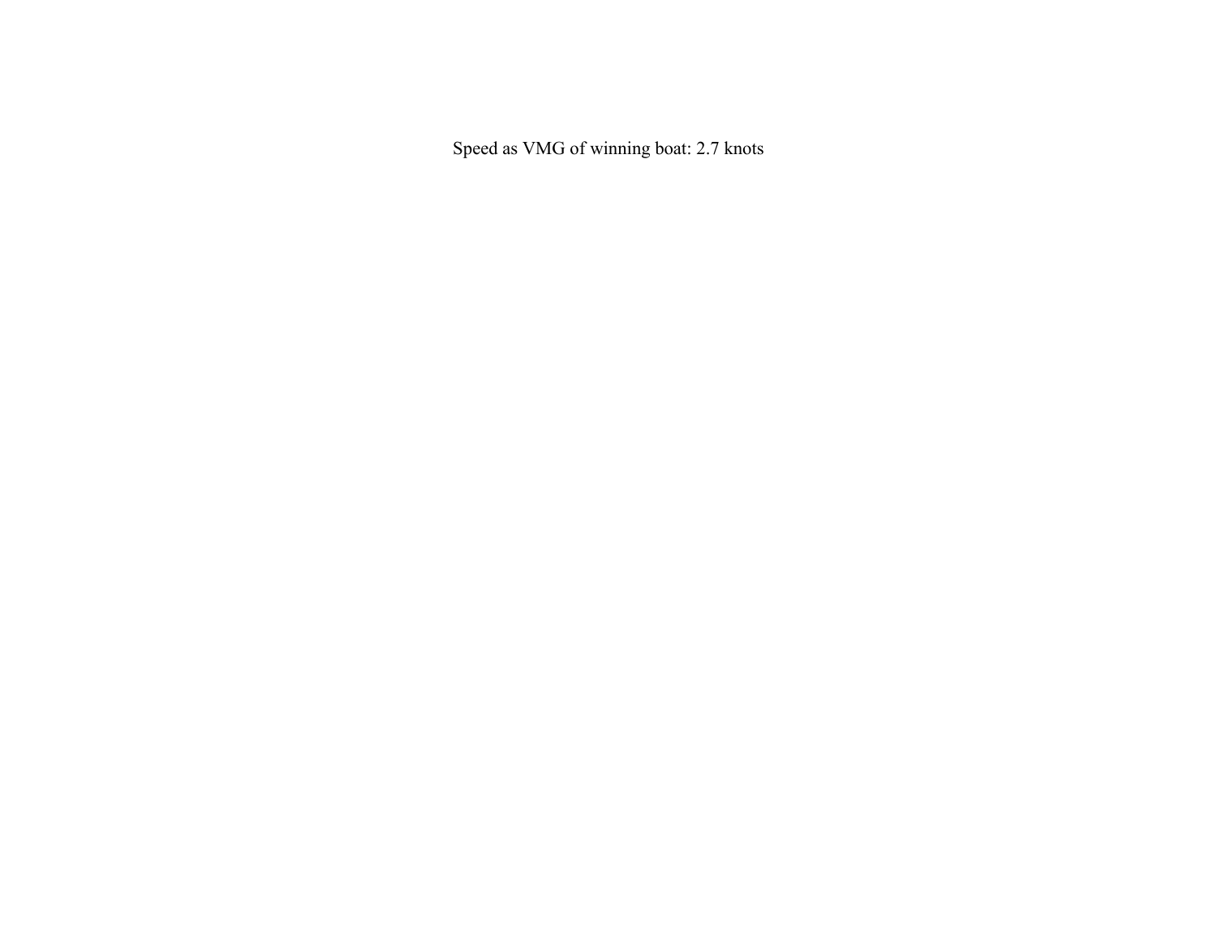Speed as VMG of winning boat: 2.7 knots